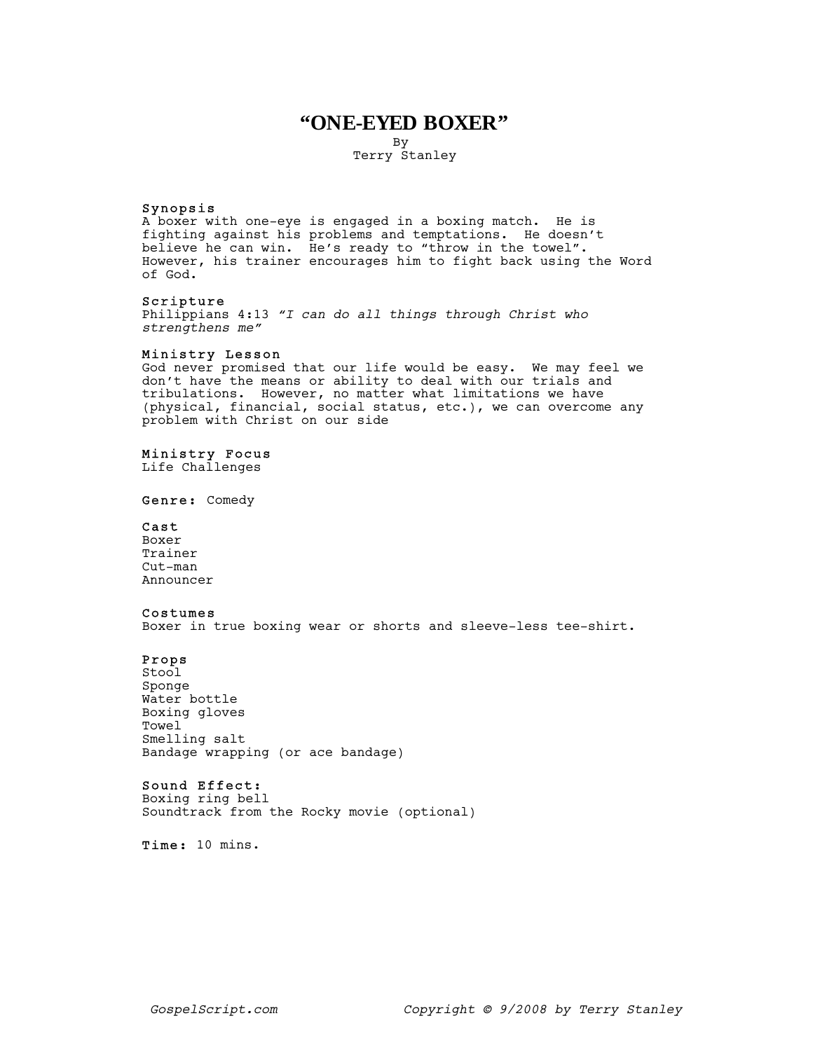# "ONE-EYED BOXER"

By
Terry Stanley

**Synopsis**
A boxer with one-eye is engaged in a boxing match. He is fighting against his problems and temptations. He doesn't believe he can win. He's ready to "throw in the towel". However, his trainer encourages him to fight back using the Word of God.

**Scripture**
Philippians 4:13 *"I can do all things through Christ who strengthens me"*

**Ministry Lesson**
God never promised that our life would be easy. We may feel we don't have the means or ability to deal with our trials and tribulations. However, no matter what limitations we have (physical, financial, social status, etc.), we can overcome any problem with Christ on our side

**Ministry Focus**
Life Challenges

**Genre:** Comedy

**Cast**
Boxer
Trainer
Cut-man
Announcer

**Costumes**
Boxer in true boxing wear or shorts and sleeve-less tee-shirt.

**Props**
Stool
Sponge
Water bottle
Boxing gloves
Towel
Smelling salt
Bandage wrapping (or ace bandage)

**Sound Effect:**
Boxing ring bell
Soundtrack from the Rocky movie (optional)

**Time:** 10 mins.

*GospelScript.com* *Copyright © 9/2008 by Terry Stanley*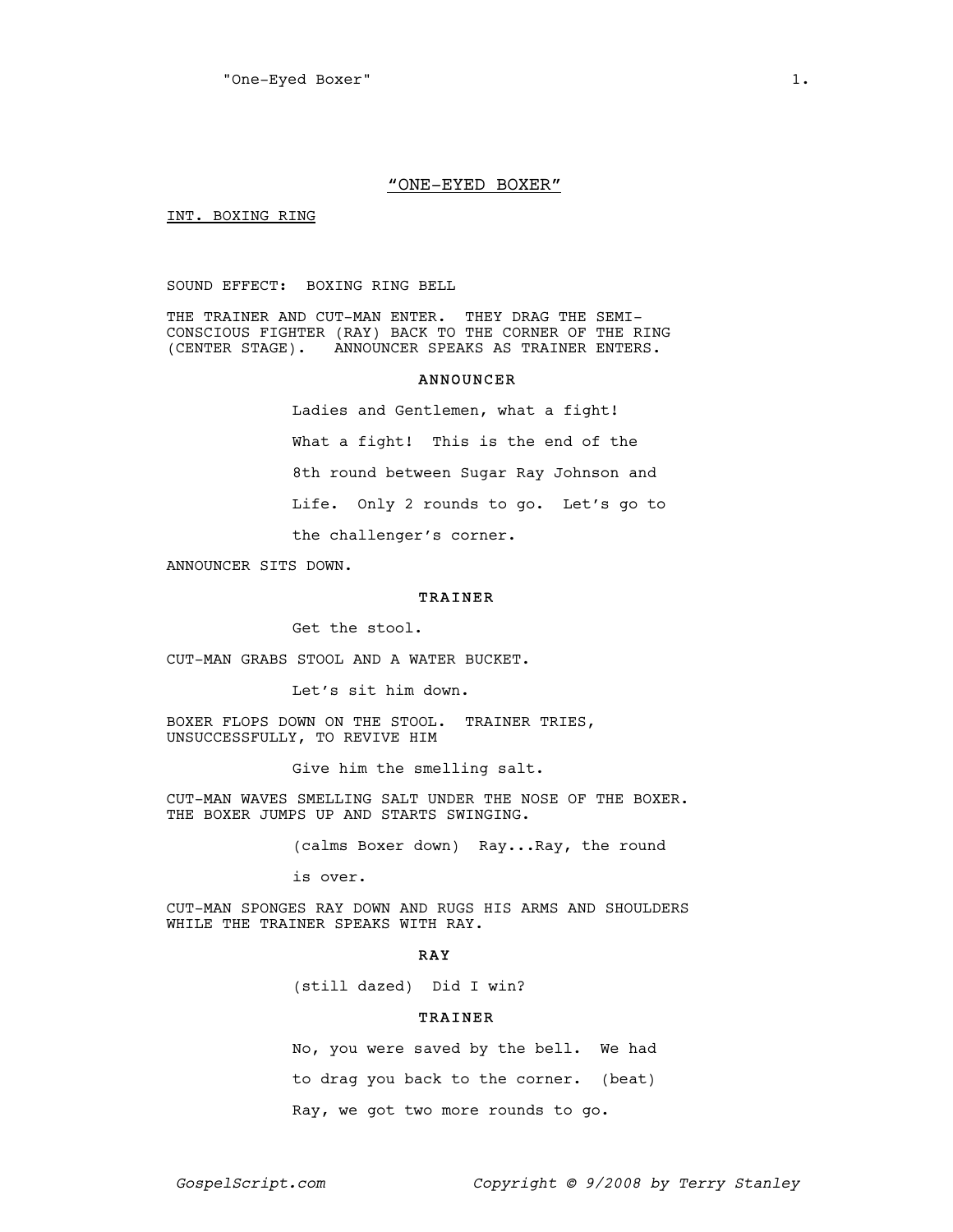# "ONE-EYED BOXER"

INT. BOXING RING

SOUND EFFECT: BOXING RING BELL

THE TRAINER AND CUT-MAN ENTER. THEY DRAG THE SEMI-CONSCIOUS FIGHTER (RAY) BACK TO THE CORNER OF THE RING (CENTER STAGE). ANNOUNCER SPEAKS AS TRAINER ENTERS.

**ANNOUNCER**

Ladies and Gentlemen, what a fight! What a fight! This is the end of the 8th round between Sugar Ray Johnson and Life. Only 2 rounds to go. Let's go to the challenger's corner.

ANNOUNCER SITS DOWN.

**TRAINER**

Get the stool.

CUT-MAN GRABS STOOL AND A WATER BUCKET.

Let's sit him down.

BOXER FLOPS DOWN ON THE STOOL. TRAINER TRIES, UNSUCCESSFULLY, TO REVIVE HIM

Give him the smelling salt.

CUT-MAN WAVES SMELLING SALT UNDER THE NOSE OF THE BOXER. THE BOXER JUMPS UP AND STARTS SWINGING.

(calms Boxer down) Ray...Ray, the round is over.

CUT-MAN SPONGES RAY DOWN AND RUGS HIS ARMS AND SHOULDERS WHILE THE TRAINER SPEAKS WITH RAY.

**RAY**

(still dazed) Did I win?

**TRAINER**

No, you were saved by the bell. We had to drag you back to the corner. (beat) Ray, we got two more rounds to go.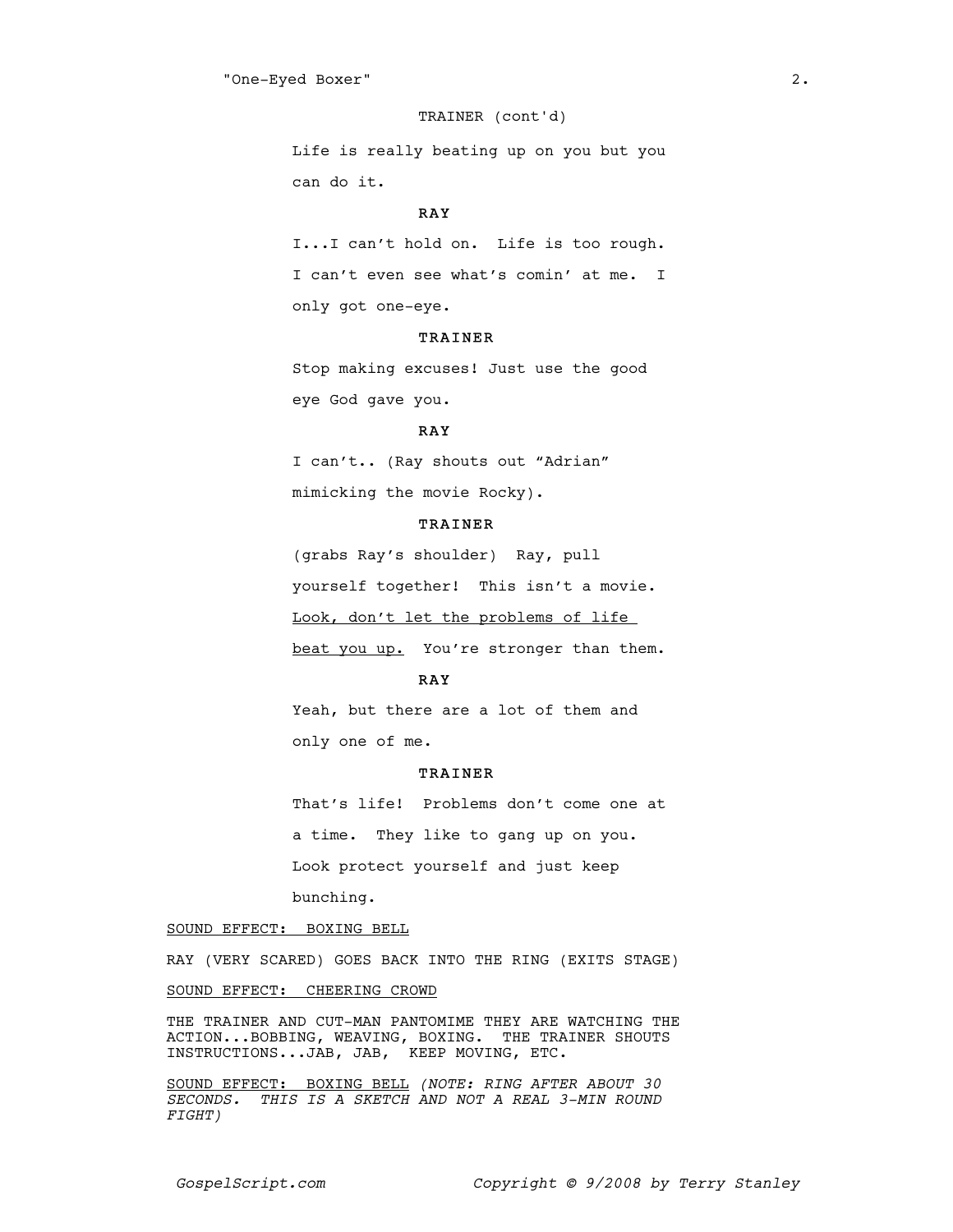TRAINER (cont'd)

Life is really beating up on you but you can do it.

**RAY**

I...I can't hold on.  Life is too rough. I can't even see what's comin' at me.  I only got one-eye.

**TRAINER**

Stop making excuses! Just use the good eye God gave you.

**RAY**

I can't.. (Ray shouts out "Adrian" mimicking the movie Rocky).

**TRAINER**

(grabs Ray's shoulder)  Ray, pull yourself together!  This isn't a movie. <u>Look, don't let the problems of life beat you up.</u>  You're stronger than them.

**RAY**

Yeah, but there are a lot of them and only one of me.

**TRAINER**

That's life!  Problems don't come one at a time.  They like to gang up on you. Look protect yourself and just keep bunching.

<u>SOUND EFFECT:  BOXING BELL</u>

RAY (VERY SCARED) GOES BACK INTO THE RING (EXITS STAGE)

<u>SOUND EFFECT:  CHEERING CROWD</u>

THE TRAINER AND CUT-MAN PANTOMIME THEY ARE WATCHING THE ACTION...BOBBING, WEAVING, BOXING.  THE TRAINER SHOUTS INSTRUCTIONS...JAB, JAB,  KEEP MOVING, ETC.

<u>SOUND EFFECT:  BOXING BELL</u> *(NOTE: RING AFTER ABOUT 30 SECONDS.  THIS IS A SKETCH AND NOT A REAL 3-MIN ROUND FIGHT)*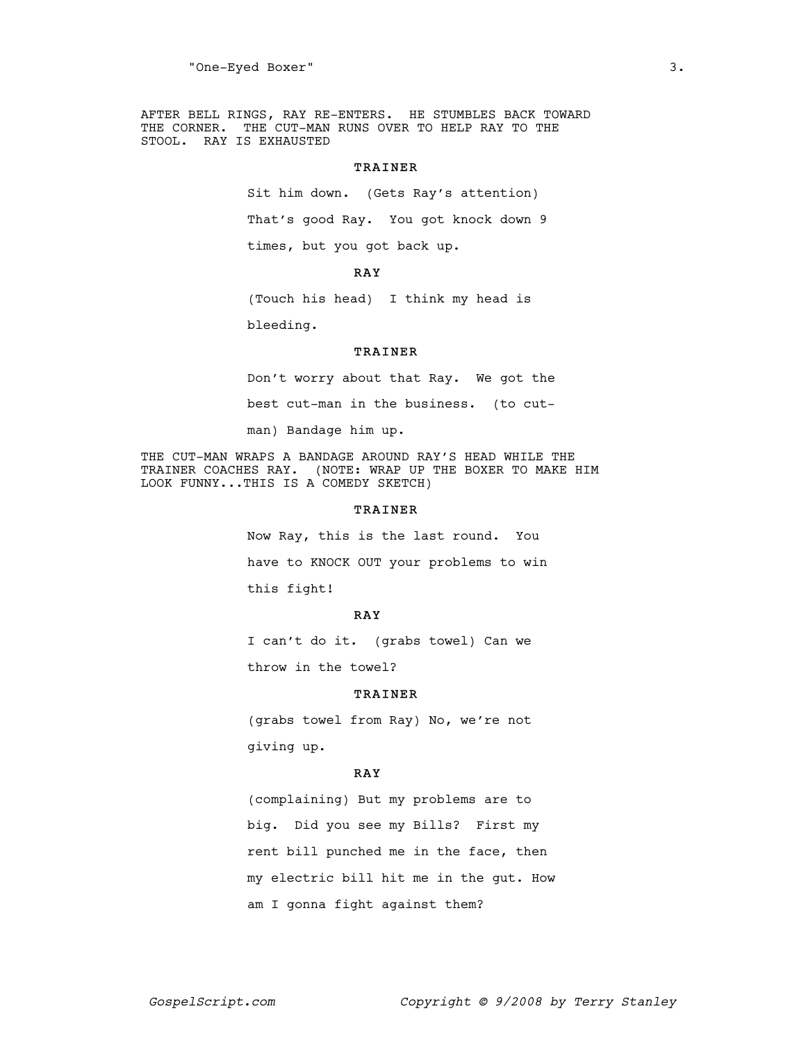AFTER BELL RINGS, RAY RE-ENTERS. HE STUMBLES BACK TOWARD THE CORNER. THE CUT-MAN RUNS OVER TO HELP RAY TO THE STOOL. RAY IS EXHAUSTED

**TRAINER**

Sit him down. (Gets Ray's attention) That's good Ray. You got knock down 9 times, but you got back up.

**RAY**

(Touch his head) I think my head is bleeding.

**TRAINER**

Don't worry about that Ray. We got the best cut-man in the business. (to cut-man) Bandage him up.

THE CUT-MAN WRAPS A BANDAGE AROUND RAY'S HEAD WHILE THE TRAINER COACHES RAY. (NOTE: WRAP UP THE BOXER TO MAKE HIM LOOK FUNNY...THIS IS A COMEDY SKETCH)

**TRAINER**

Now Ray, this is the last round. You have to KNOCK OUT your problems to win this fight!

**RAY**

I can't do it. (grabs towel) Can we throw in the towel?

**TRAINER**

(grabs towel from Ray) No, we're not giving up.

**RAY**

(complaining) But my problems are to big. Did you see my Bills? First my rent bill punched me in the face, then my electric bill hit me in the gut. How am I gonna fight against them?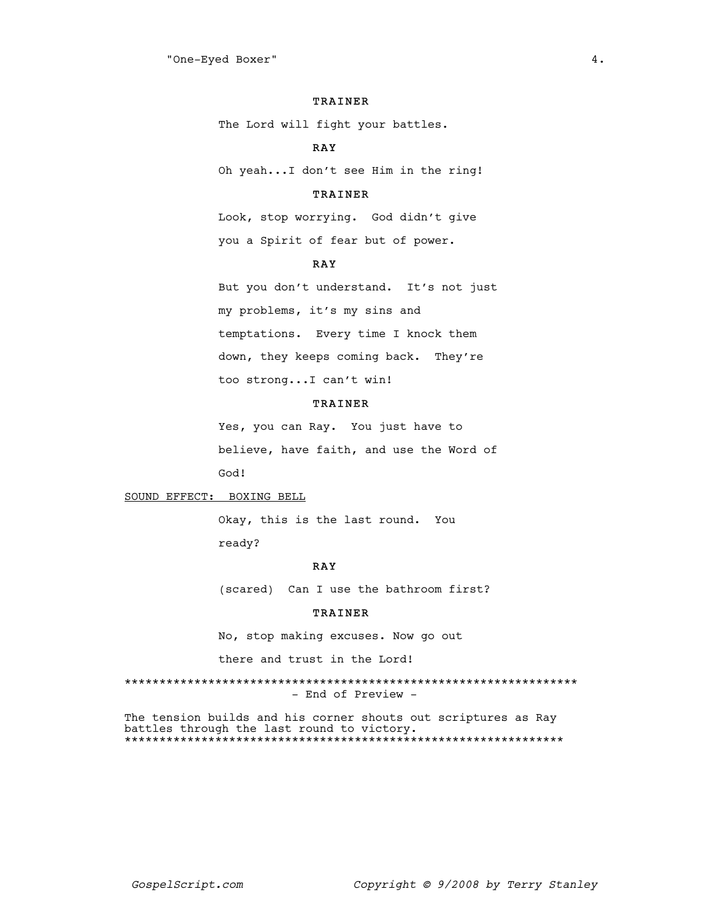**TRAINER**

The Lord will fight your battles.

**RAY**

Oh yeah...I don't see Him in the ring!

**TRAINER**

Look, stop worrying. God didn't give you a Spirit of fear but of power.

**RAY**

But you don't understand. It's not just my problems, it's my sins and temptations. Every time I knock them down, they keeps coming back. They're too strong...I can't win!

**TRAINER**

Yes, you can Ray. You just have to believe, have faith, and use the Word of God!

SOUND EFFECT: BOXING BELL

Okay, this is the last round. You ready?

**RAY**

(scared) Can I use the bathroom first?

**TRAINER**

No, stop making excuses. Now go out there and trust in the Lord!

*****************************************************************

\- End of Preview -

The tension builds and his corner shouts out scriptures as Ray battles through the last round to victory.

*****************************************************************

GospelScript.com    Copyright © 9/2008 by Terry Stanley